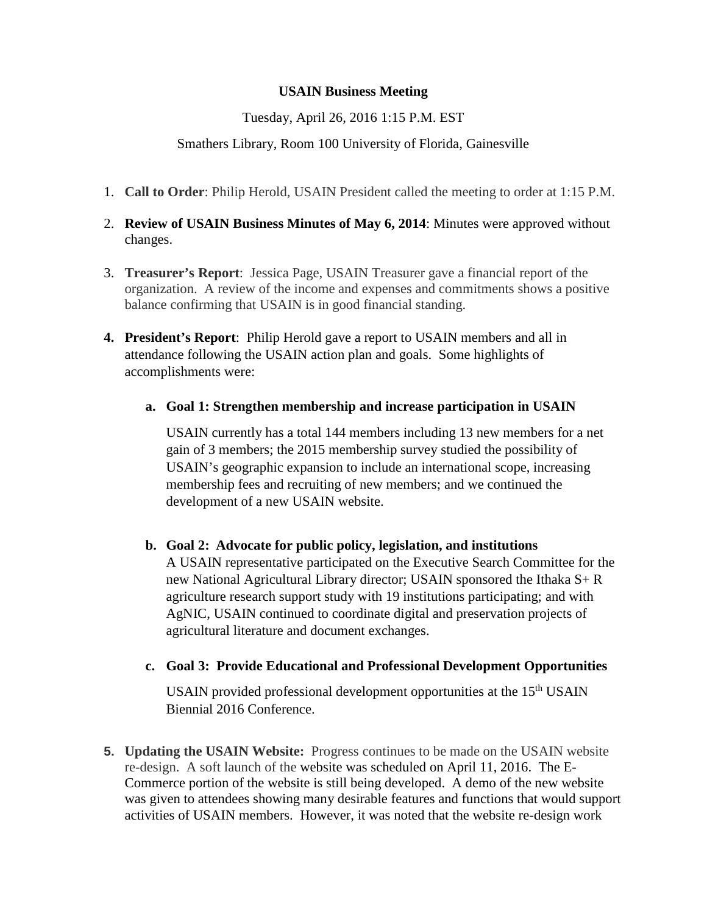**USAIN Business Meeting**

Tuesday, April 26, 2016 1:15 P.M. EST

Smathers Library, Room 100 University of Florida, Gainesville

1. **Call to Order**: Philip Herold, USAIN President called the meeting to order at 1:15 P.M.
2. **Review of USAIN Business Minutes of May 6, 2014**: Minutes were approved without changes.
3. **Treasurer's Report**: Jessica Page, USAIN Treasurer gave a financial report of the organization. A review of the income and expenses and commitments shows a positive balance confirming that USAIN is in good financial standing.
4. **President's Report**: Philip Herold gave a report to USAIN members and all in attendance following the USAIN action plan and goals. Some highlights of accomplishments were:

   a. **Goal 1: Strengthen membership and increase participation in USAIN**

      USAIN currently has a total 144 members including 13 new members for a net gain of 3 members; the 2015 membership survey studied the possibility of USAIN's geographic expansion to include an international scope, increasing membership fees and recruiting of new members; and we continued the development of a new USAIN website.

   b. **Goal 2: Advocate for public policy, legislation, and institutions**

      A USAIN representative participated on the Executive Search Committee for the new National Agricultural Library director; USAIN sponsored the Ithaka S+ R agriculture research support study with 19 institutions participating; and with AgNIC, USAIN continued to coordinate digital and preservation projects of agricultural literature and document exchanges.

   c. **Goal 3: Provide Educational and Professional Development Opportunities**

      USAIN provided professional development opportunities at the 15th USAIN Biennial 2016 Conference.

5. **Updating the USAIN Website:** Progress continues to be made on the USAIN website re-design. A soft launch of the website was scheduled on April 11, 2016. The E-Commerce portion of the website is still being developed. A demo of the new website was given to attendees showing many desirable features and functions that would support activities of USAIN members. However, it was noted that the website re-design work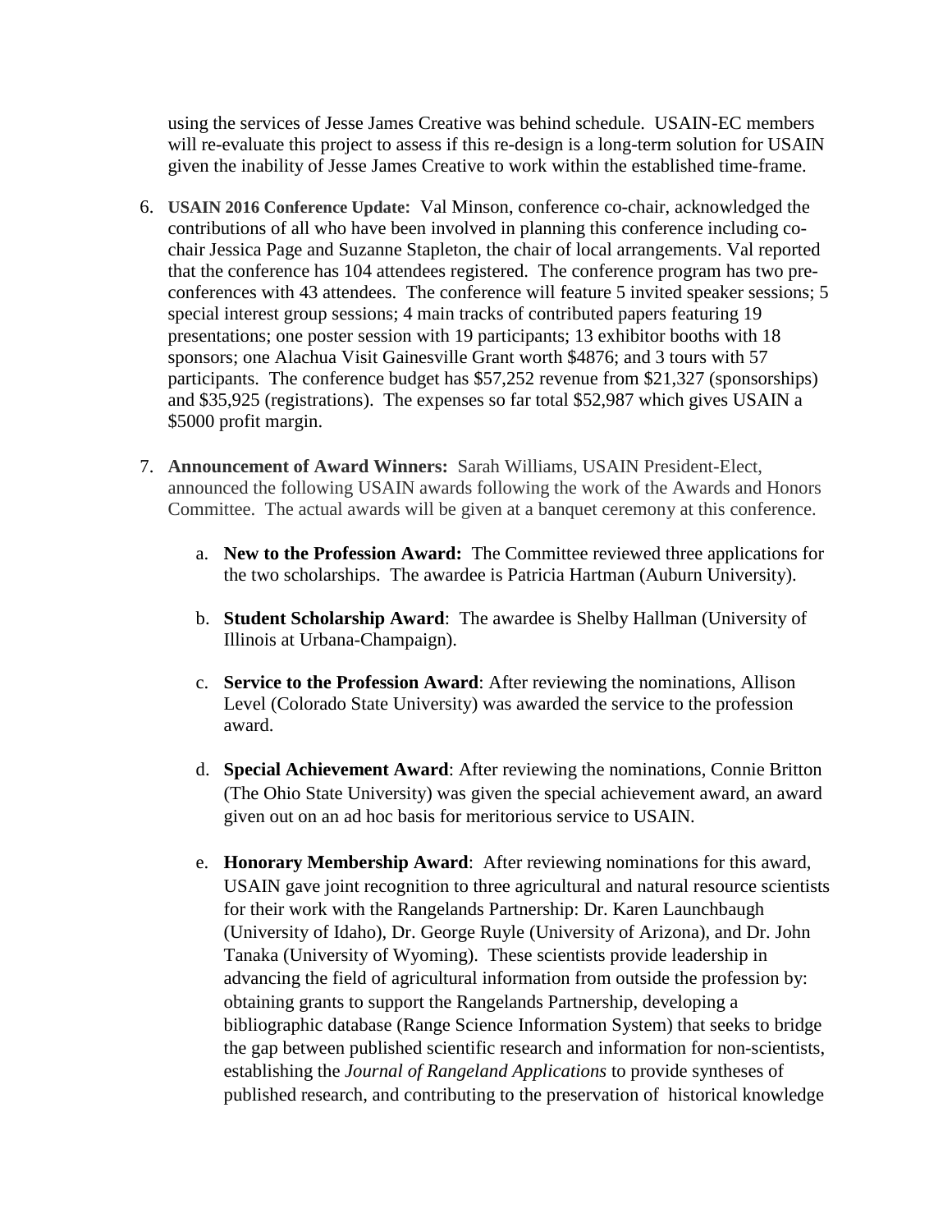using the services of Jesse James Creative was behind schedule. USAIN-EC members will re-evaluate this project to assess if this re-design is a long-term solution for USAIN given the inability of Jesse James Creative to work within the established time-frame.

6. **USAIN 2016 Conference Update:** Val Minson, conference co-chair, acknowledged the contributions of all who have been involved in planning this conference including co-chair Jessica Page and Suzanne Stapleton, the chair of local arrangements. Val reported that the conference has 104 attendees registered. The conference program has two pre-conferences with 43 attendees. The conference will feature 5 invited speaker sessions; 5 special interest group sessions; 4 main tracks of contributed papers featuring 19 presentations; one poster session with 19 participants; 13 exhibitor booths with 18 sponsors; one Alachua Visit Gainesville Grant worth $4876; and 3 tours with 57 participants. The conference budget has $57,252 revenue from $21,327 (sponsorships) and $35,925 (registrations). The expenses so far total $52,987 which gives USAIN a $5000 profit margin.

7. **Announcement of Award Winners:** Sarah Williams, USAIN President-Elect, announced the following USAIN awards following the work of the Awards and Honors Committee. The actual awards will be given at a banquet ceremony at this conference.

   a. **New to the Profession Award:** The Committee reviewed three applications for the two scholarships. The awardee is Patricia Hartman (Auburn University).

   b. **Student Scholarship Award**: The awardee is Shelby Hallman (University of Illinois at Urbana-Champaign).

   c. **Service to the Profession Award**: After reviewing the nominations, Allison Level (Colorado State University) was awarded the service to the profession award.

   d. **Special Achievement Award**: After reviewing the nominations, Connie Britton (The Ohio State University) was given the special achievement award, an award given out on an ad hoc basis for meritorious service to USAIN.

   e. **Honorary Membership Award**: After reviewing nominations for this award, USAIN gave joint recognition to three agricultural and natural resource scientists for their work with the Rangelands Partnership: Dr. Karen Launchbaugh (University of Idaho), Dr. George Ruyle (University of Arizona), and Dr. John Tanaka (University of Wyoming). These scientists provide leadership in advancing the field of agricultural information from outside the profession by: obtaining grants to support the Rangelands Partnership, developing a bibliographic database (Range Science Information System) that seeks to bridge the gap between published scientific research and information for non-scientists, establishing the *Journal of Rangeland Applications* to provide syntheses of published research, and contributing to the preservation of historical knowledge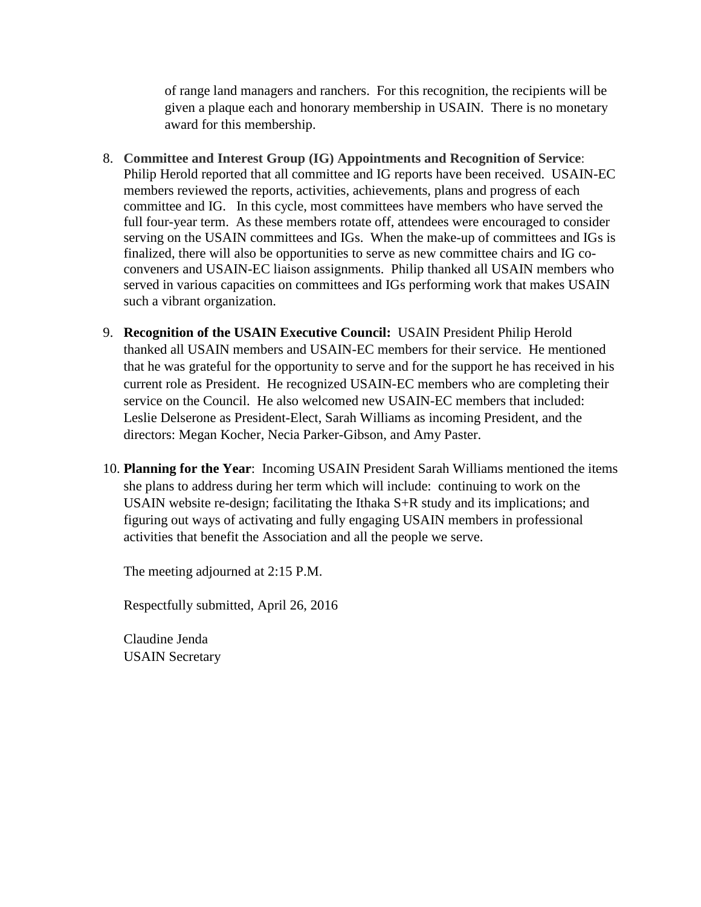of range land managers and ranchers. For this recognition, the recipients will be given a plaque each and honorary membership in USAIN. There is no monetary award for this membership.

8. **Committee and Interest Group (IG) Appointments and Recognition of Service**: Philip Herold reported that all committee and IG reports have been received. USAIN-EC members reviewed the reports, activities, achievements, plans and progress of each committee and IG. In this cycle, most committees have members who have served the full four-year term. As these members rotate off, attendees were encouraged to consider serving on the USAIN committees and IGs. When the make-up of committees and IGs is finalized, there will also be opportunities to serve as new committee chairs and IG co-conveners and USAIN-EC liaison assignments. Philip thanked all USAIN members who served in various capacities on committees and IGs performing work that makes USAIN such a vibrant organization.

9. **Recognition of the USAIN Executive Council:** USAIN President Philip Herold thanked all USAIN members and USAIN-EC members for their service. He mentioned that he was grateful for the opportunity to serve and for the support he has received in his current role as President. He recognized USAIN-EC members who are completing their service on the Council. He also welcomed new USAIN-EC members that included: Leslie Delserone as President-Elect, Sarah Williams as incoming President, and the directors: Megan Kocher, Necia Parker-Gibson, and Amy Paster.

10. **Planning for the Year**: Incoming USAIN President Sarah Williams mentioned the items she plans to address during her term which will include: continuing to work on the USAIN website re-design; facilitating the Ithaka S+R study and its implications; and figuring out ways of activating and fully engaging USAIN members in professional activities that benefit the Association and all the people we serve.

The meeting adjourned at 2:15 P.M.

Respectfully submitted, April 26, 2016

Claudine Jenda
USAIN Secretary